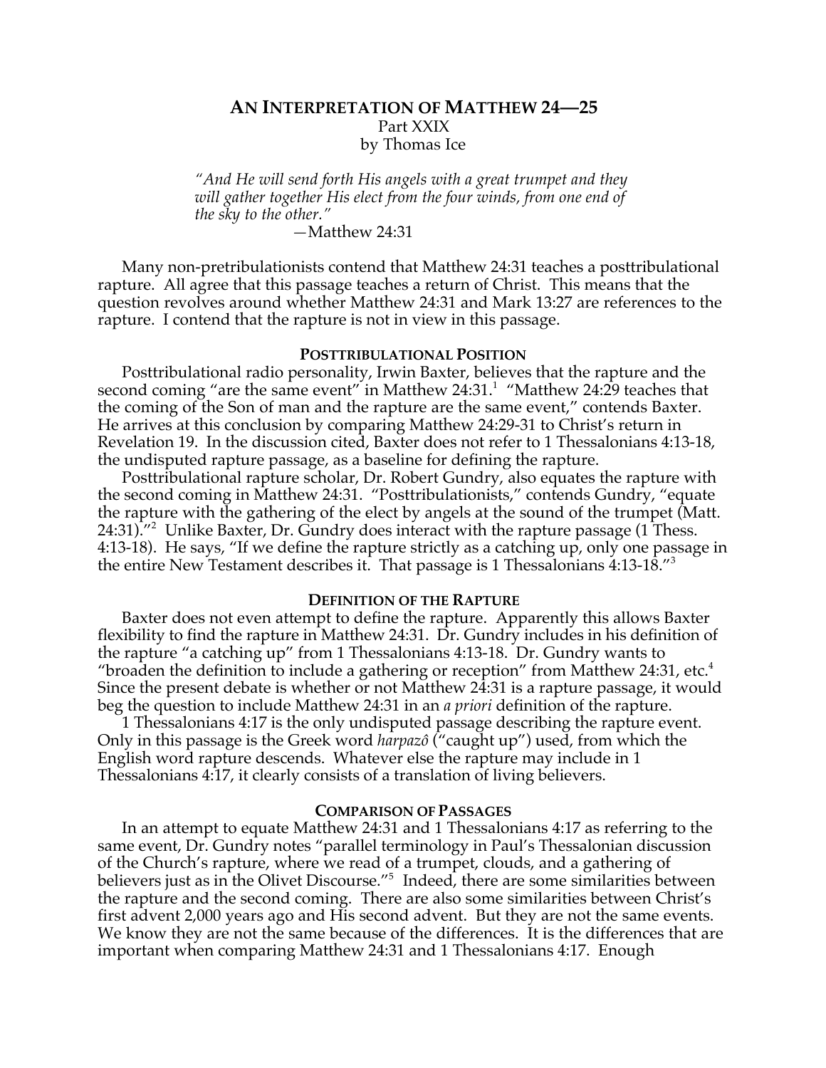# AN INTERPRETATION OF MATTHEW 24—25

Part XXIX

by Thomas Ice

> *"And He will send forth His angels with a great trumpet and they will gather together His elect from the four winds, from one end of the sky to the other."*
>
> —Matthew 24:31

Many non-pretribulationists contend that Matthew 24:31 teaches a posttribulational rapture. All agree that this passage teaches a return of Christ. This means that the question revolves around whether Matthew 24:31 and Mark 13:27 are references to the rapture. I contend that the rapture is not in view in this passage.

### POSTTRIBULATIONAL POSITION

Posttribulational radio personality, Irwin Baxter, believes that the rapture and the second coming "are the same event" in Matthew 24:31.[1] "Matthew 24:29 teaches that the coming of the Son of man and the rapture are the same event," contends Baxter. He arrives at this conclusion by comparing Matthew 24:29-31 to Christ's return in Revelation 19. In the discussion cited, Baxter does not refer to 1 Thessalonians 4:13-18, the undisputed rapture passage, as a baseline for defining the rapture.

Posttribulational rapture scholar, Dr. Robert Gundry, also equates the rapture with the second coming in Matthew 24:31. "Posttribulationists," contends Gundry, "equate the rapture with the gathering of the elect by angels at the sound of the trumpet (Matt. 24:31)."[2] Unlike Baxter, Dr. Gundry does interact with the rapture passage (1 Thess. 4:13-18). He says, "If we define the rapture strictly as a catching up, only one passage in the entire New Testament describes it. That passage is 1 Thessalonians 4:13-18."[3]

### DEFINITION OF THE RAPTURE

Baxter does not even attempt to define the rapture. Apparently this allows Baxter flexibility to find the rapture in Matthew 24:31. Dr. Gundry includes in his definition of the rapture "a catching up" from 1 Thessalonians 4:13-18. Dr. Gundry wants to "broaden the definition to include a gathering or reception" from Matthew 24:31, etc.[4] Since the present debate is whether or not Matthew 24:31 is a rapture passage, it would beg the question to include Matthew 24:31 in an *a priori* definition of the rapture.

1 Thessalonians 4:17 is the only undisputed passage describing the rapture event. Only in this passage is the Greek word *harpazô* ("caught up") used, from which the English word rapture descends. Whatever else the rapture may include in 1 Thessalonians 4:17, it clearly consists of a translation of living believers.

### COMPARISON OF PASSAGES

In an attempt to equate Matthew 24:31 and 1 Thessalonians 4:17 as referring to the same event, Dr. Gundry notes "parallel terminology in Paul's Thessalonian discussion of the Church's rapture, where we read of a trumpet, clouds, and a gathering of believers just as in the Olivet Discourse."[5] Indeed, there are some similarities between the rapture and the second coming. There are also some similarities between Christ's first advent 2,000 years ago and His second advent. But they are not the same events. We know they are not the same because of the differences. It is the differences that are important when comparing Matthew 24:31 and 1 Thessalonians 4:17. Enough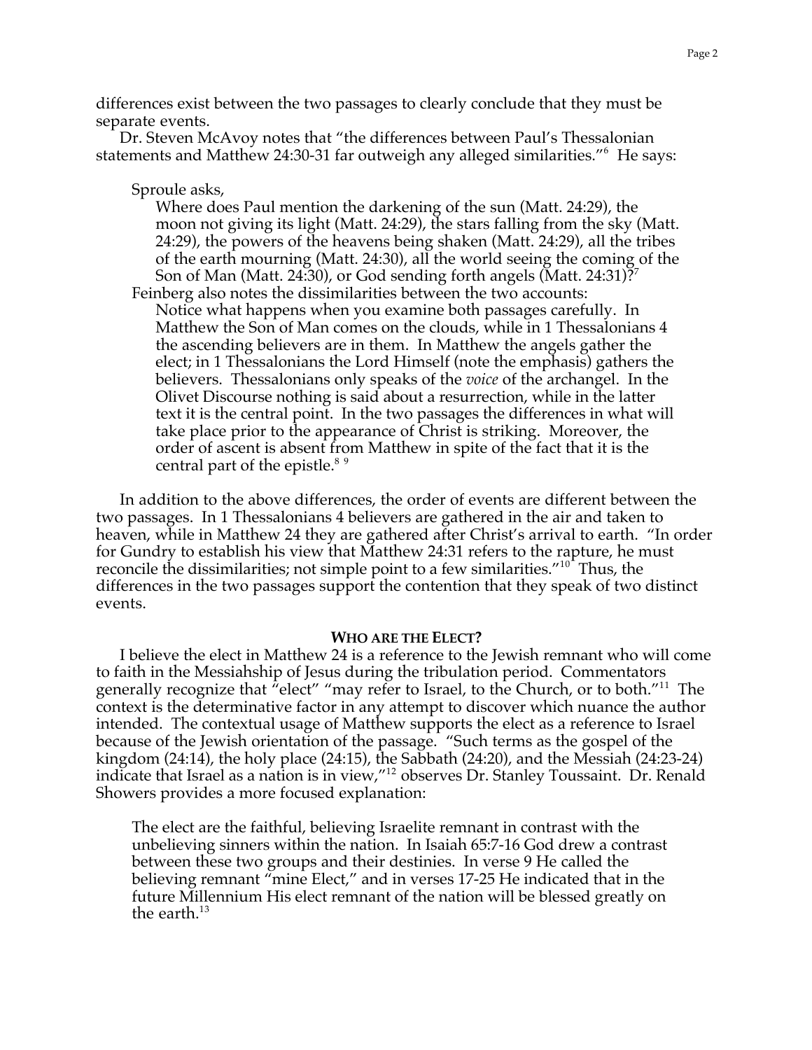differences exist between the two passages to clearly conclude that they must be separate events.

Dr. Steven McAvoy notes that "the differences between Paul's Thessalonian statements and Matthew 24:30-31 far outweigh any alleged similarities."[6] He says:

> Sproule asks,
>
> > Where does Paul mention the darkening of the sun (Matt. 24:29), the moon not giving its light (Matt. 24:29), the stars falling from the sky (Matt. 24:29), the powers of the heavens being shaken (Matt. 24:29), all the tribes of the earth mourning (Matt. 24:30), all the world seeing the coming of the Son of Man (Matt. 24:30), or God sending forth angels (Matt. 24:31)?[7]
>
> Feinberg also notes the dissimilarities between the two accounts:
>
> > Notice what happens when you examine both passages carefully. In Matthew the Son of Man comes on the clouds, while in 1 Thessalonians 4 the ascending believers are in them. In Matthew the angels gather the elect; in 1 Thessalonians the Lord Himself (note the emphasis) gathers the believers. Thessalonians only speaks of the *voice* of the archangel. In the Olivet Discourse nothing is said about a resurrection, while in the latter text it is the central point. In the two passages the differences in what will take place prior to the appearance of Christ is striking. Moreover, the order of ascent is absent from Matthew in spite of the fact that it is the central part of the epistle.[8] [9]

In addition to the above differences, the order of events are different between the two passages. In 1 Thessalonians 4 believers are gathered in the air and taken to heaven, while in Matthew 24 they are gathered after Christ's arrival to earth. "In order for Gundry to establish his view that Matthew 24:31 refers to the rapture, he must reconcile the dissimilarities; not simple point to a few similarities."[10] Thus, the differences in the two passages support the contention that they speak of two distinct events.

### WHO ARE THE ELECT?

I believe the elect in Matthew 24 is a reference to the Jewish remnant who will come to faith in the Messiahship of Jesus during the tribulation period. Commentators generally recognize that "elect" "may refer to Israel, to the Church, or to both."[11] The context is the determinative factor in any attempt to discover which nuance the author intended. The contextual usage of Matthew supports the elect as a reference to Israel because of the Jewish orientation of the passage. "Such terms as the gospel of the kingdom (24:14), the holy place (24:15), the Sabbath (24:20), and the Messiah (24:23-24) indicate that Israel as a nation is in view,"[12] observes Dr. Stanley Toussaint. Dr. Renald Showers provides a more focused explanation:

> The elect are the faithful, believing Israelite remnant in contrast with the unbelieving sinners within the nation. In Isaiah 65:7-16 God drew a contrast between these two groups and their destinies. In verse 9 He called the believing remnant "mine Elect," and in verses 17-25 He indicated that in the future Millennium His elect remnant of the nation will be blessed greatly on the earth.[13]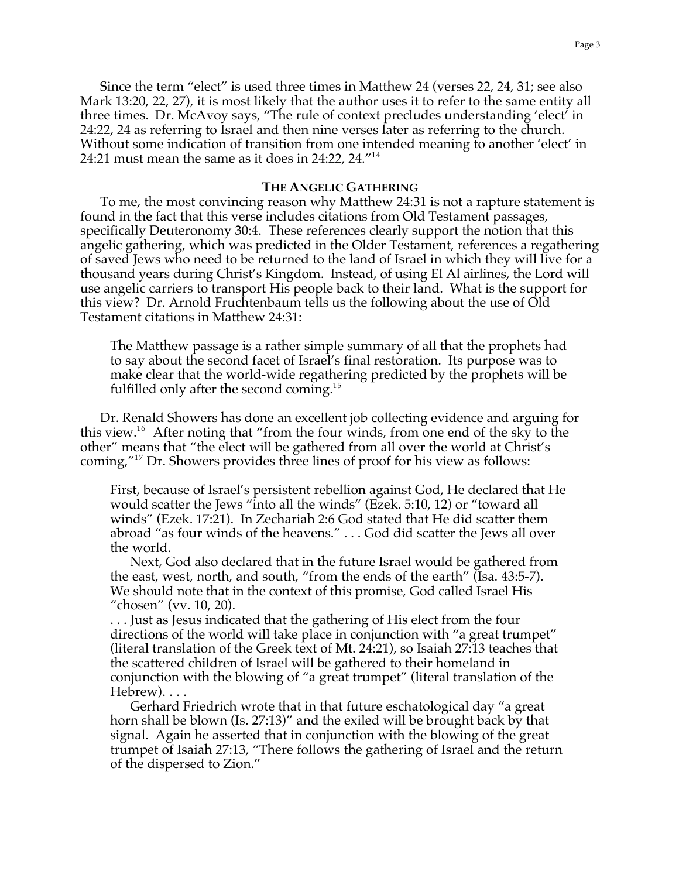Since the term "elect" is used three times in Matthew 24 (verses 22, 24, 31; see also Mark 13:20, 22, 27), it is most likely that the author uses it to refer to the same entity all three times. Dr. McAvoy says, "The rule of context precludes understanding 'elect' in 24:22, 24 as referring to Israel and then nine verses later as referring to the church. Without some indication of transition from one intended meaning to another 'elect' in 24:21 must mean the same as it does in 24:22, 24."[14]

### THE ANGELIC GATHERING

To me, the most convincing reason why Matthew 24:31 is not a rapture statement is found in the fact that this verse includes citations from Old Testament passages, specifically Deuteronomy 30:4. These references clearly support the notion that this angelic gathering, which was predicted in the Older Testament, references a regathering of saved Jews who need to be returned to the land of Israel in which they will live for a thousand years during Christ's Kingdom. Instead, of using El Al airlines, the Lord will use angelic carriers to transport His people back to their land. What is the support for this view? Dr. Arnold Fruchtenbaum tells us the following about the use of Old Testament citations in Matthew 24:31:

> The Matthew passage is a rather simple summary of all that the prophets had to say about the second facet of Israel's final restoration. Its purpose was to make clear that the world-wide regathering predicted by the prophets will be fulfilled only after the second coming.[15]

Dr. Renald Showers has done an excellent job collecting evidence and arguing for this view.[16] After noting that "from the four winds, from one end of the sky to the other" means that "the elect will be gathered from all over the world at Christ's coming,"[17] Dr. Showers provides three lines of proof for his view as follows:

> First, because of Israel's persistent rebellion against God, He declared that He would scatter the Jews "into all the winds" (Ezek. 5:10, 12) or "toward all winds" (Ezek. 17:21). In Zechariah 2:6 God stated that He did scatter them abroad "as four winds of the heavens." . . . God did scatter the Jews all over the world.
>
> Next, God also declared that in the future Israel would be gathered from the east, west, north, and south, "from the ends of the earth" (Isa. 43:5-7). We should note that in the context of this promise, God called Israel His "chosen" (vv. 10, 20).
>
> . . . Just as Jesus indicated that the gathering of His elect from the four directions of the world will take place in conjunction with "a great trumpet" (literal translation of the Greek text of Mt. 24:21), so Isaiah 27:13 teaches that the scattered children of Israel will be gathered to their homeland in conjunction with the blowing of "a great trumpet" (literal translation of the Hebrew). . . .
>
> Gerhard Friedrich wrote that in that future eschatological day "a great horn shall be blown (Is. 27:13)" and the exiled will be brought back by that signal. Again he asserted that in conjunction with the blowing of the great trumpet of Isaiah 27:13, "There follows the gathering of Israel and the return of the dispersed to Zion."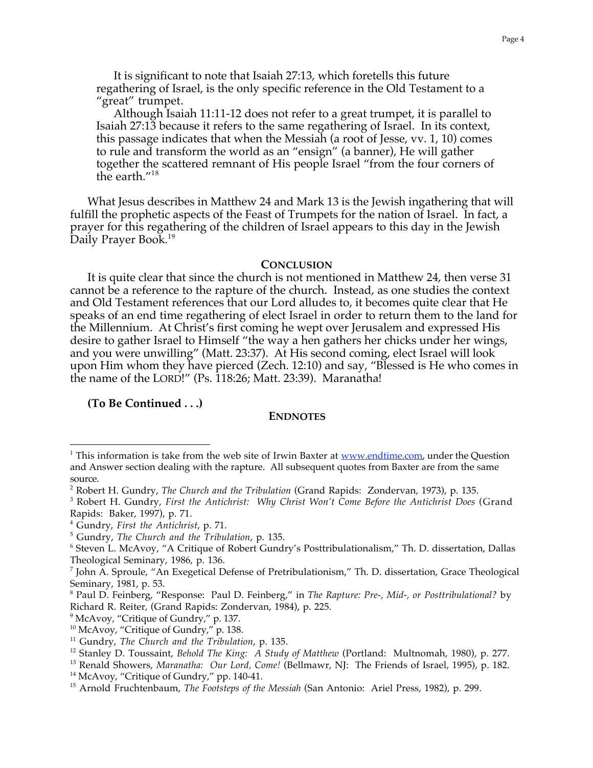> It is significant to note that Isaiah 27:13, which foretells this future regathering of Israel, is the only specific reference in the Old Testament to a "great" trumpet.
>
> Although Isaiah 11:11-12 does not refer to a great trumpet, it is parallel to Isaiah 27:13 because it refers to the same regathering of Israel. In its context, this passage indicates that when the Messiah (a root of Jesse, vv. 1, 10) comes to rule and transform the world as an "ensign" (a banner), He will gather together the scattered remnant of His people Israel "from the four corners of the earth."[18]

What Jesus describes in Matthew 24 and Mark 13 is the Jewish ingathering that will fulfill the prophetic aspects of the Feast of Trumpets for the nation of Israel. In fact, a prayer for this regathering of the children of Israel appears to this day in the Jewish Daily Prayer Book.[19]

## Conclusion

It is quite clear that since the church is not mentioned in Matthew 24, then verse 31 cannot be a reference to the rapture of the church. Instead, as one studies the context and Old Testament references that our Lord alludes to, it becomes quite clear that He speaks of an end time regathering of elect Israel in order to return them to the land for the Millennium. At Christ's first coming he wept over Jerusalem and expressed His desire to gather Israel to Himself "the way a hen gathers her chicks under her wings, and you were unwilling" (Matt. 23:37). At His second coming, elect Israel will look upon Him whom they have pierced (Zech. 12:10) and say, "Blessed is He who comes in the name of the LORD!" (Ps. 118:26; Matt. 23:39). Maranatha!

**(To Be Continued . . .)**

## Endnotes

[1] This information is take from the web site of Irwin Baxter at www.endtime.com, under the Question and Answer section dealing with the rapture. All subsequent quotes from Baxter are from the same source.

[2] Robert H. Gundry, *The Church and the Tribulation* (Grand Rapids: Zondervan, 1973), p. 135.

[3] Robert H. Gundry, *First the Antichrist: Why Christ Won't Come Before the Antichrist Does* (Grand Rapids: Baker, 1997), p. 71.

[4] Gundry, *First the Antichrist*, p. 71.

[5] Gundry, *The Church and the Tribulation*, p. 135.

[6] Steven L. McAvoy, "A Critique of Robert Gundry's Posttribulationalism," Th. D. dissertation, Dallas Theological Seminary, 1986, p. 136.

[7] John A. Sproule, "An Exegetical Defense of Pretribulationism," Th. D. dissertation, Grace Theological Seminary, 1981, p. 53.

[8] Paul D. Feinberg, "Response: Paul D. Feinberg," in *The Rapture: Pre-, Mid-, or Posttribulational?* by Richard R. Reiter, (Grand Rapids: Zondervan, 1984), p. 225.

[9] McAvoy, "Critique of Gundry," p. 137.

[10] McAvoy, "Critique of Gundry," p. 138.

[11] Gundry, *The Church and the Tribulation*, p. 135.

[12] Stanley D. Toussaint, *Behold The King: A Study of Matthew* (Portland: Multnomah, 1980), p. 277.

[13] Renald Showers, *Maranatha: Our Lord, Come!* (Bellmawr, NJ: The Friends of Israel, 1995), p. 182.

[14] McAvoy, "Critique of Gundry," pp. 140-41.

[15] Arnold Fruchtenbaum, *The Footsteps of the Messiah* (San Antonio: Ariel Press, 1982), p. 299.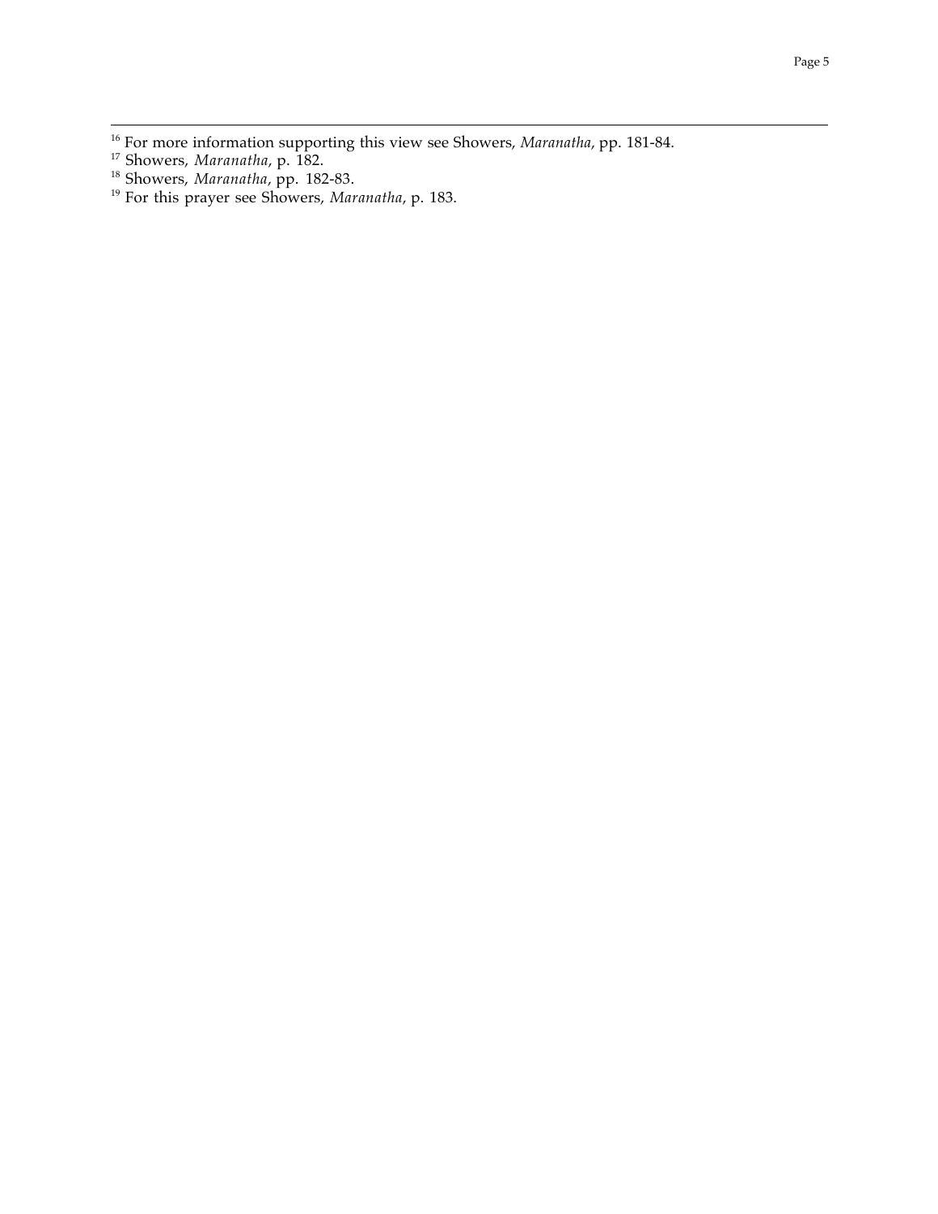[16] For more information supporting this view see Showers, *Maranatha*, pp. 181-84.
[17] Showers, *Maranatha*, p. 182.
[18] Showers, *Maranatha*, pp. 182-83.
[19] For this prayer see Showers, *Maranatha*, p. 183.